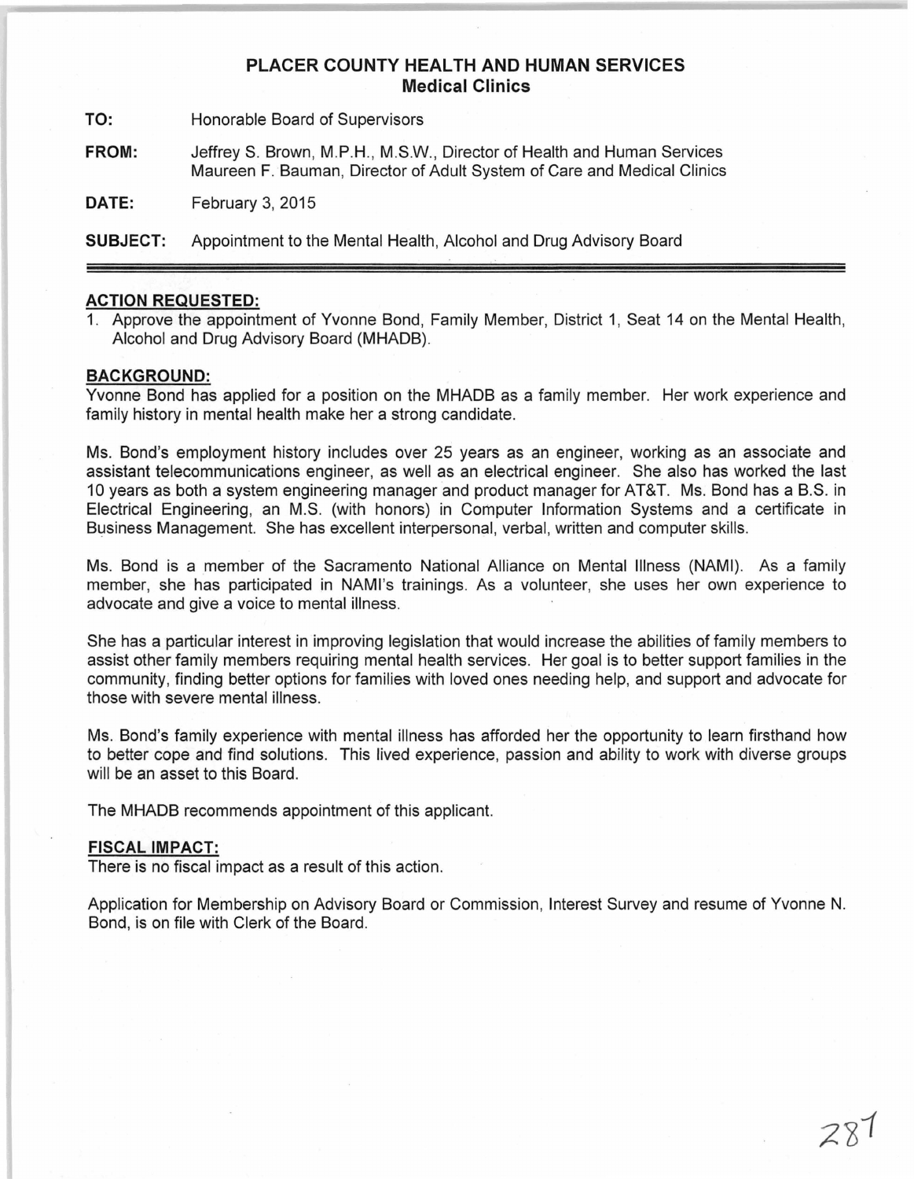# PLACER COUNTY HEALTH AND HUMAN SERVICES
## Medical Clinics

**TO:** Honorable Board of Supervisors

**FROM:** Jeffrey S. Brown, M.P.H., M.S.W., Director of Health and Human Services
Maureen F. Bauman, Director of Adult System of Care and Medical Clinics

**DATE:** February 3, 2015

**SUBJECT:** Appointment to the Mental Health, Alcohol and Drug Advisory Board

---

**ACTION REQUESTED:**

1. Approve the appointment of Yvonne Bond, Family Member, District 1, Seat 14 on the Mental Health, Alcohol and Drug Advisory Board (MHADB).

**BACKGROUND:**

Yvonne Bond has applied for a position on the MHADB as a family member. Her work experience and family history in mental health make her a strong candidate.

Ms. Bond's employment history includes over 25 years as an engineer, working as an associate and assistant telecommunications engineer, as well as an electrical engineer. She also has worked the last 10 years as both a system engineering manager and product manager for AT&T. Ms. Bond has a B.S. in Electrical Engineering, an M.S. (with honors) in Computer Information Systems and a certificate in Business Management. She has excellent interpersonal, verbal, written and computer skills.

Ms. Bond is a member of the Sacramento National Alliance on Mental Illness (NAMI). As a family member, she has participated in NAMI's trainings. As a volunteer, she uses her own experience to advocate and give a voice to mental illness.

She has a particular interest in improving legislation that would increase the abilities of family members to assist other family members requiring mental health services. Her goal is to better support families in the community, finding better options for families with loved ones needing help, and support and advocate for those with severe mental illness.

Ms. Bond's family experience with mental illness has afforded her the opportunity to learn firsthand how to better cope and find solutions. This lived experience, passion and ability to work with diverse groups will be an asset to this Board.

The MHADB recommends appointment of this applicant.

**FISCAL IMPACT:**

There is no fiscal impact as a result of this action.

Application for Membership on Advisory Board or Commission, Interest Survey and resume of Yvonne N. Bond, is on file with Clerk of the Board.